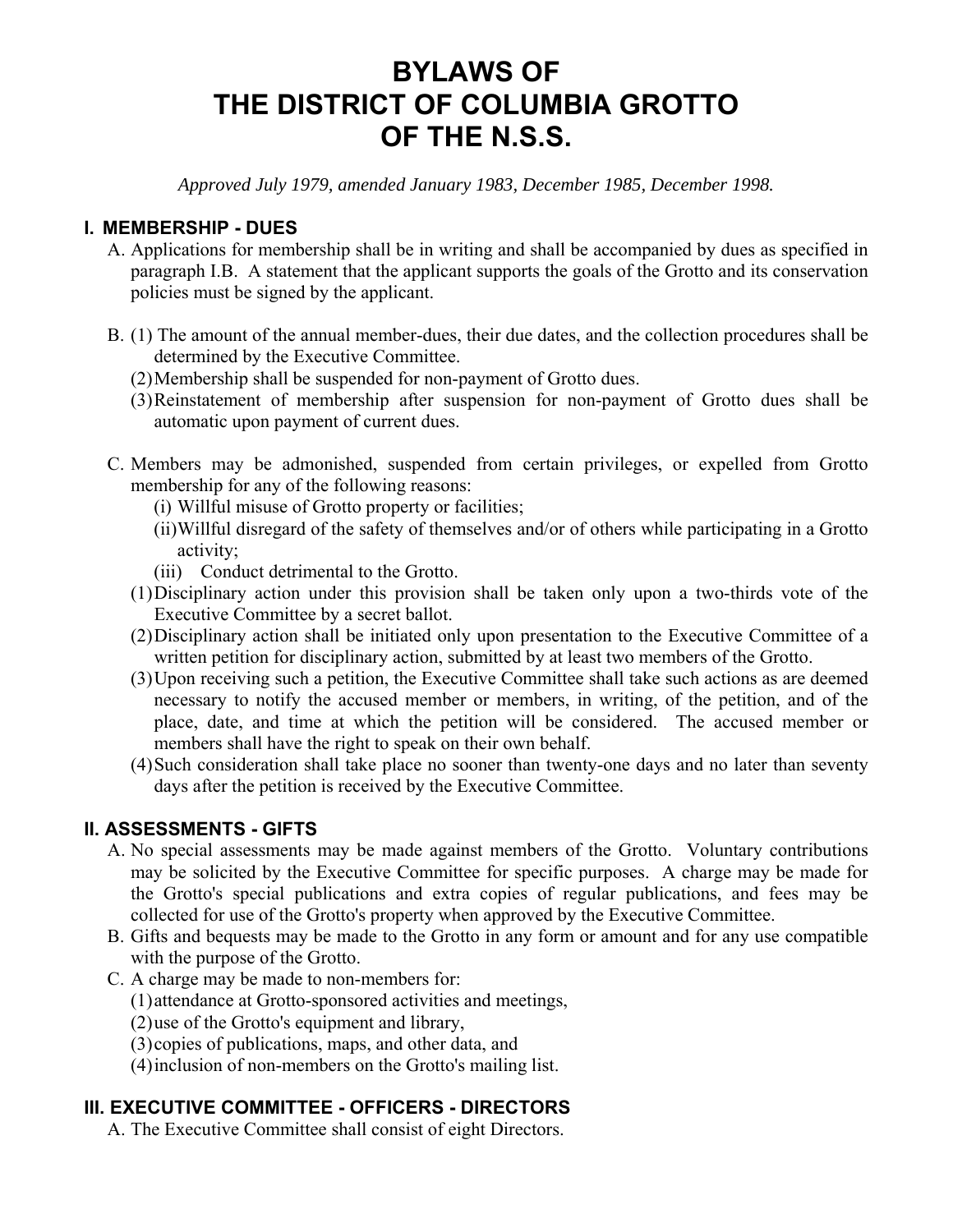# BYLAWS OF THE DISTRICT OF COLUMBIA GROTTO OF THE N.S.S.

*Approved July 1979, amended January 1983, December 1985, December 1998.*

## I. MEMBERSHIP - DUES

A. Applications for membership shall be in writing and shall be accompanied by dues as specified in paragraph I.B. A statement that the applicant supports the goals of the Grotto and its conservation policies must be signed by the applicant.

B. (1) The amount of the annual member-dues, their due dates, and the collection procedures shall be determined by the Executive Committee.
   (2) Membership shall be suspended for non-payment of Grotto dues.
   (3) Reinstatement of membership after suspension for non-payment of Grotto dues shall be automatic upon payment of current dues.

C. Members may be admonished, suspended from certain privileges, or expelled from Grotto membership for any of the following reasons:
   (i) Willful misuse of Grotto property or facilities;
   (ii) Willful disregard of the safety of themselves and/or of others while participating in a Grotto activity;
   (iii) Conduct detrimental to the Grotto.
   (1) Disciplinary action under this provision shall be taken only upon a two-thirds vote of the Executive Committee by a secret ballot.
   (2) Disciplinary action shall be initiated only upon presentation to the Executive Committee of a written petition for disciplinary action, submitted by at least two members of the Grotto.
   (3) Upon receiving such a petition, the Executive Committee shall take such actions as are deemed necessary to notify the accused member or members, in writing, of the petition, and of the place, date, and time at which the petition will be considered. The accused member or members shall have the right to speak on their own behalf.
   (4) Such consideration shall take place no sooner than twenty-one days and no later than seventy days after the petition is received by the Executive Committee.

## II. ASSESSMENTS - GIFTS

A. No special assessments may be made against members of the Grotto. Voluntary contributions may be solicited by the Executive Committee for specific purposes. A charge may be made for the Grotto's special publications and extra copies of regular publications, and fees may be collected for use of the Grotto's property when approved by the Executive Committee.

B. Gifts and bequests may be made to the Grotto in any form or amount and for any use compatible with the purpose of the Grotto.

C. A charge may be made to non-members for:
   (1) attendance at Grotto-sponsored activities and meetings,
   (2) use of the Grotto's equipment and library,
   (3) copies of publications, maps, and other data, and
   (4) inclusion of non-members on the Grotto's mailing list.

## III. EXECUTIVE COMMITTEE - OFFICERS - DIRECTORS

A. The Executive Committee shall consist of eight Directors.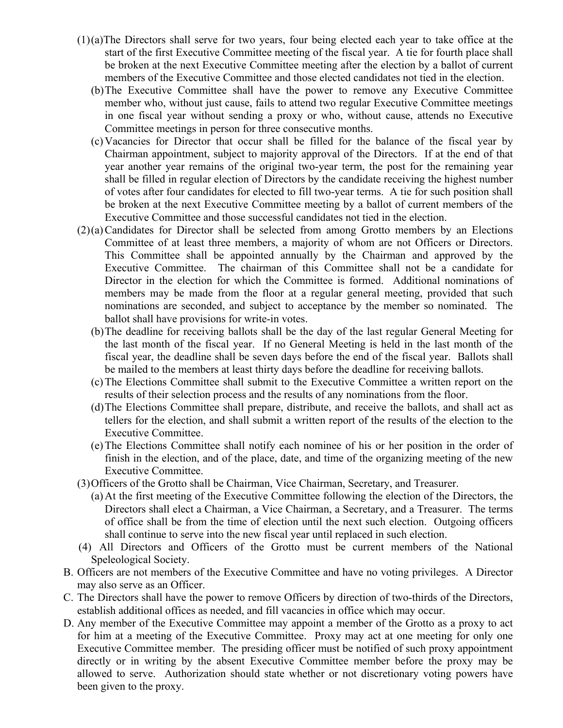(1)(a) The Directors shall serve for two years, four being elected each year to take office at the start of the first Executive Committee meeting of the fiscal year. A tie for fourth place shall be broken at the next Executive Committee meeting after the election by a ballot of current members of the Executive Committee and those elected candidates not tied in the election.

(b) The Executive Committee shall have the power to remove any Executive Committee member who, without just cause, fails to attend two regular Executive Committee meetings in one fiscal year without sending a proxy or who, without cause, attends no Executive Committee meetings in person for three consecutive months.

(c) Vacancies for Director that occur shall be filled for the balance of the fiscal year by Chairman appointment, subject to majority approval of the Directors. If at the end of that year another year remains of the original two-year term, the post for the remaining year shall be filled in regular election of Directors by the candidate receiving the highest number of votes after four candidates for elected to fill two-year terms. A tie for such position shall be broken at the next Executive Committee meeting by a ballot of current members of the Executive Committee and those successful candidates not tied in the election.

(2)(a) Candidates for Director shall be selected from among Grotto members by an Elections Committee of at least three members, a majority of whom are not Officers or Directors. This Committee shall be appointed annually by the Chairman and approved by the Executive Committee. The chairman of this Committee shall not be a candidate for Director in the election for which the Committee is formed. Additional nominations of members may be made from the floor at a regular general meeting, provided that such nominations are seconded, and subject to acceptance by the member so nominated. The ballot shall have provisions for write-in votes.

(b) The deadline for receiving ballots shall be the day of the last regular General Meeting for the last month of the fiscal year. If no General Meeting is held in the last month of the fiscal year, the deadline shall be seven days before the end of the fiscal year. Ballots shall be mailed to the members at least thirty days before the deadline for receiving ballots.

(c) The Elections Committee shall submit to the Executive Committee a written report on the results of their selection process and the results of any nominations from the floor.

(d) The Elections Committee shall prepare, distribute, and receive the ballots, and shall act as tellers for the election, and shall submit a written report of the results of the election to the Executive Committee.

(e) The Elections Committee shall notify each nominee of his or her position in the order of finish in the election, and of the place, date, and time of the organizing meeting of the new Executive Committee.

(3) Officers of the Grotto shall be Chairman, Vice Chairman, Secretary, and Treasurer.

(a) At the first meeting of the Executive Committee following the election of the Directors, the Directors shall elect a Chairman, a Vice Chairman, a Secretary, and a Treasurer. The terms of office shall be from the time of election until the next such election. Outgoing officers shall continue to serve into the new fiscal year until replaced in such election.

(4) All Directors and Officers of the Grotto must be current members of the National Speleological Society.

B. Officers are not members of the Executive Committee and have no voting privileges. A Director may also serve as an Officer.

C. The Directors shall have the power to remove Officers by direction of two-thirds of the Directors, establish additional offices as needed, and fill vacancies in office which may occur.

D. Any member of the Executive Committee may appoint a member of the Grotto as a proxy to act for him at a meeting of the Executive Committee. Proxy may act at one meeting for only one Executive Committee member. The presiding officer must be notified of such proxy appointment directly or in writing by the absent Executive Committee member before the proxy may be allowed to serve. Authorization should state whether or not discretionary voting powers have been given to the proxy.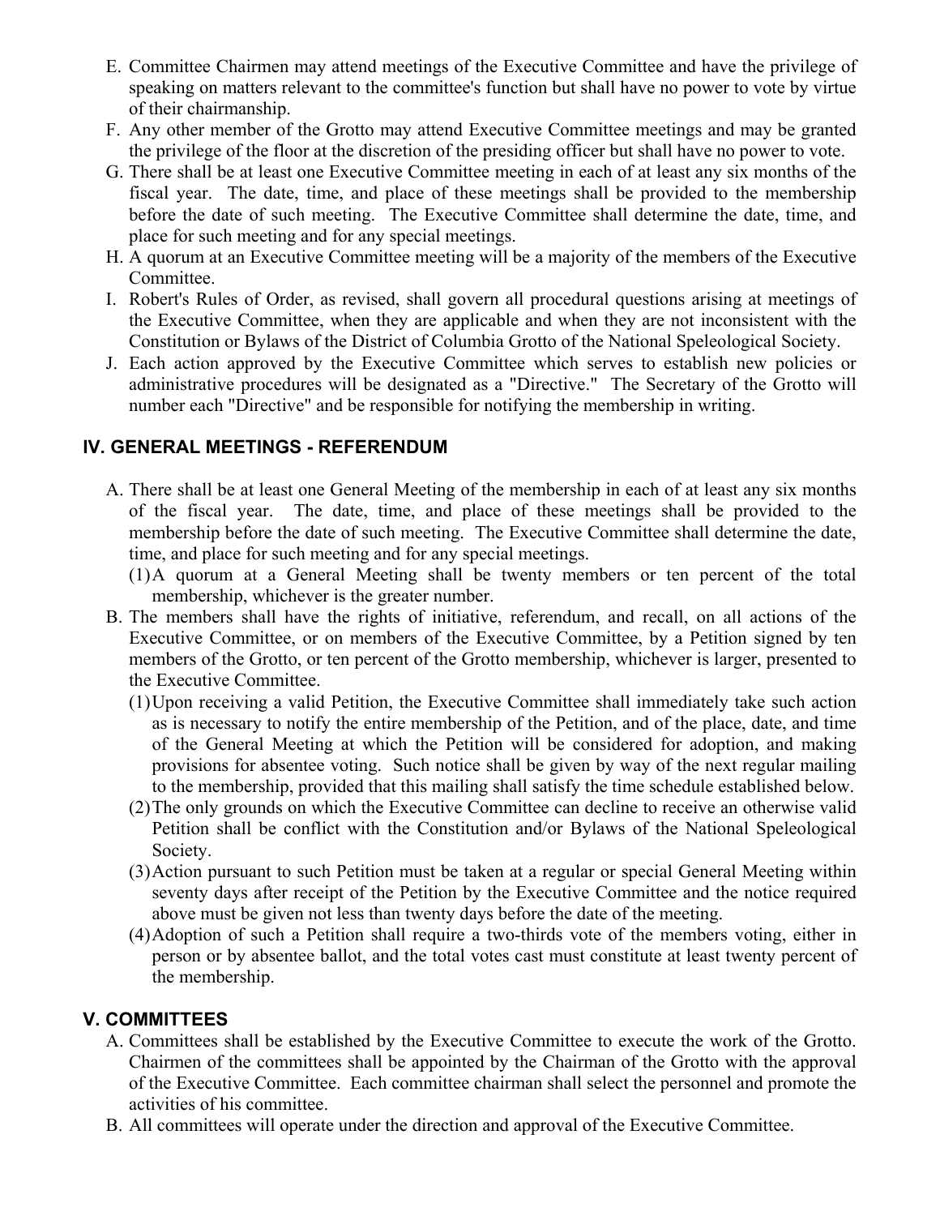E. Committee Chairmen may attend meetings of the Executive Committee and have the privilege of speaking on matters relevant to the committee's function but shall have no power to vote by virtue of their chairmanship.

F. Any other member of the Grotto may attend Executive Committee meetings and may be granted the privilege of the floor at the discretion of the presiding officer but shall have no power to vote.

G. There shall be at least one Executive Committee meeting in each of at least any six months of the fiscal year. The date, time, and place of these meetings shall be provided to the membership before the date of such meeting. The Executive Committee shall determine the date, time, and place for such meeting and for any special meetings.

H. A quorum at an Executive Committee meeting will be a majority of the members of the Executive Committee.

I. Robert's Rules of Order, as revised, shall govern all procedural questions arising at meetings of the Executive Committee, when they are applicable and when they are not inconsistent with the Constitution or Bylaws of the District of Columbia Grotto of the National Speleological Society.

J. Each action approved by the Executive Committee which serves to establish new policies or administrative procedures will be designated as a "Directive." The Secretary of the Grotto will number each "Directive" and be responsible for notifying the membership in writing.

## IV. GENERAL MEETINGS - REFERENDUM

A. There shall be at least one General Meeting of the membership in each of at least any six months of the fiscal year. The date, time, and place of these meetings shall be provided to the membership before the date of such meeting. The Executive Committee shall determine the date, time, and place for such meeting and for any special meetings.
   (1) A quorum at a General Meeting shall be twenty members or ten percent of the total membership, whichever is the greater number.

B. The members shall have the rights of initiative, referendum, and recall, on all actions of the Executive Committee, or on members of the Executive Committee, by a Petition signed by ten members of the Grotto, or ten percent of the Grotto membership, whichever is larger, presented to the Executive Committee.
   (1) Upon receiving a valid Petition, the Executive Committee shall immediately take such action as is necessary to notify the entire membership of the Petition, and of the place, date, and time of the General Meeting at which the Petition will be considered for adoption, and making provisions for absentee voting. Such notice shall be given by way of the next regular mailing to the membership, provided that this mailing shall satisfy the time schedule established below.
   (2) The only grounds on which the Executive Committee can decline to receive an otherwise valid Petition shall be conflict with the Constitution and/or Bylaws of the National Speleological Society.
   (3) Action pursuant to such Petition must be taken at a regular or special General Meeting within seventy days after receipt of the Petition by the Executive Committee and the notice required above must be given not less than twenty days before the date of the meeting.
   (4) Adoption of such a Petition shall require a two-thirds vote of the members voting, either in person or by absentee ballot, and the total votes cast must constitute at least twenty percent of the membership.

## V. COMMITTEES

A. Committees shall be established by the Executive Committee to execute the work of the Grotto. Chairmen of the committees shall be appointed by the Chairman of the Grotto with the approval of the Executive Committee. Each committee chairman shall select the personnel and promote the activities of his committee.

B. All committees will operate under the direction and approval of the Executive Committee.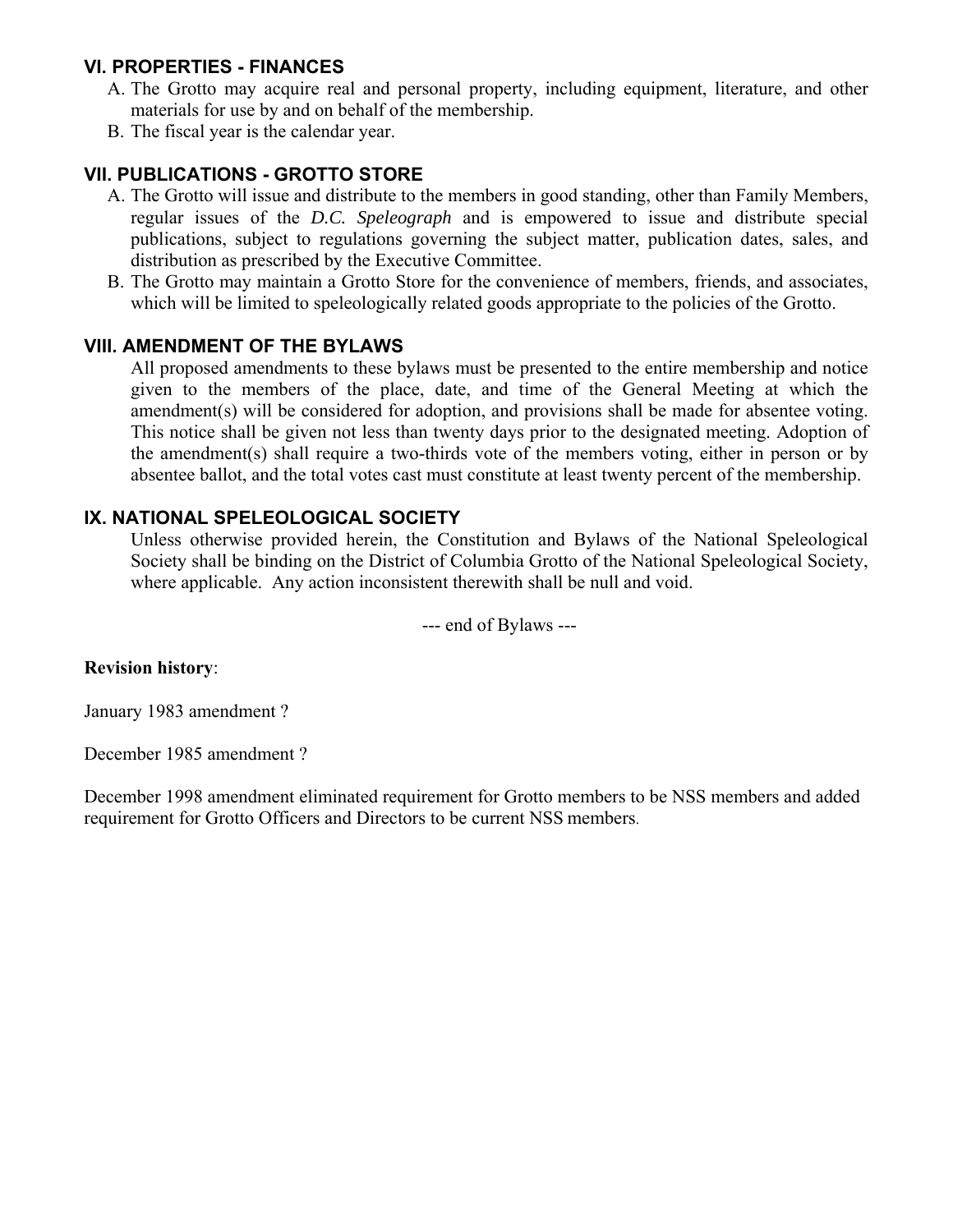## VI. PROPERTIES - FINANCES

A. The Grotto may acquire real and personal property, including equipment, literature, and other materials for use by and on behalf of the membership.

B. The fiscal year is the calendar year.

## VII. PUBLICATIONS - GROTTO STORE

A. The Grotto will issue and distribute to the members in good standing, other than Family Members, regular issues of the *D.C. Speleograph* and is empowered to issue and distribute special publications, subject to regulations governing the subject matter, publication dates, sales, and distribution as prescribed by the Executive Committee.

B. The Grotto may maintain a Grotto Store for the convenience of members, friends, and associates, which will be limited to speleologically related goods appropriate to the policies of the Grotto.

## VIII. AMENDMENT OF THE BYLAWS

All proposed amendments to these bylaws must be presented to the entire membership and notice given to the members of the place, date, and time of the General Meeting at which the amendment(s) will be considered for adoption, and provisions shall be made for absentee voting. This notice shall be given not less than twenty days prior to the designated meeting. Adoption of the amendment(s) shall require a two-thirds vote of the members voting, either in person or by absentee ballot, and the total votes cast must constitute at least twenty percent of the membership.

## IX. NATIONAL SPELEOLOGICAL SOCIETY

Unless otherwise provided herein, the Constitution and Bylaws of the National Speleological Society shall be binding on the District of Columbia Grotto of the National Speleological Society, where applicable. Any action inconsistent therewith shall be null and void.

--- end of Bylaws ---

**Revision history**:

January 1983 amendment ?

December 1985 amendment ?

December 1998 amendment eliminated requirement for Grotto members to be NSS members and added requirement for Grotto Officers and Directors to be current NSS members.